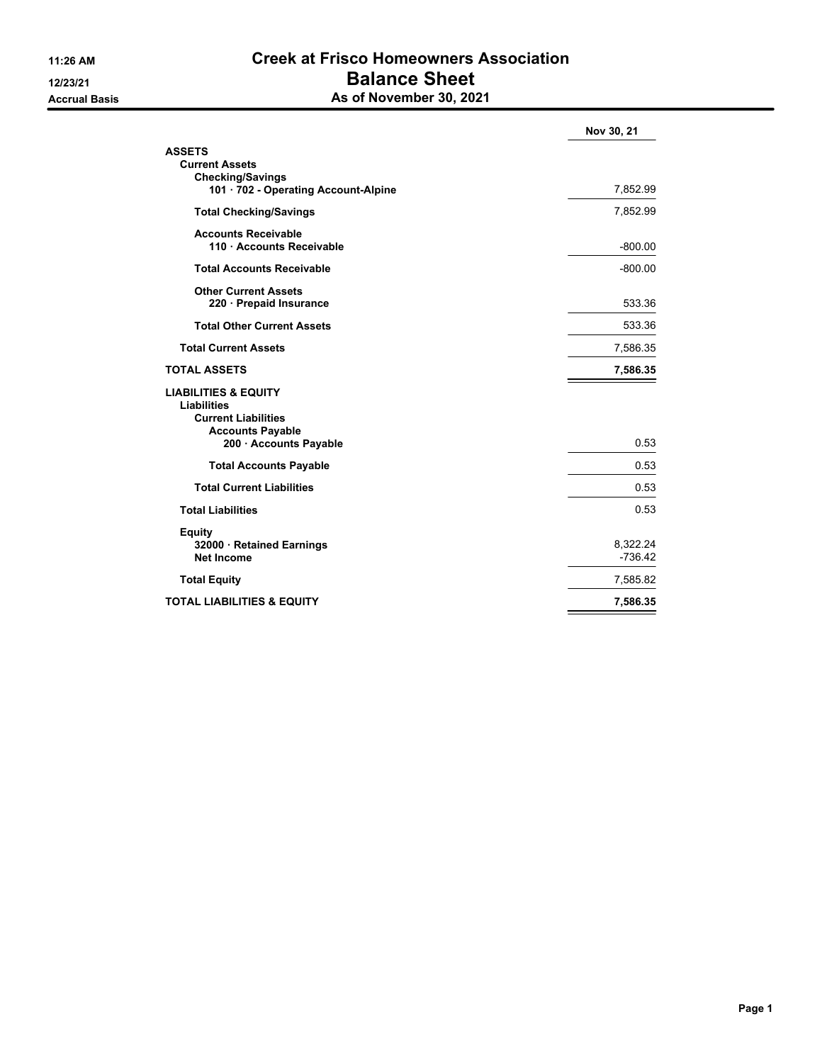11:26 AM
12/23/21
Accrual Basis

# Creek at Frisco Homeowners Association
## Balance Sheet
### As of November 30, 2021

| | Nov 30, 21 |
|---|---|
| **ASSETS** | |
| **Current Assets** | |
| **Checking/Savings** | |
| **101 · 702 - Operating Account-Alpine** | 7,852.99 |
| **Total Checking/Savings** | 7,852.99 |
| **Accounts Receivable** | |
| **110 · Accounts Receivable** | -800.00 |
| **Total Accounts Receivable** | -800.00 |
| **Other Current Assets** | |
| **220 · Prepaid Insurance** | 533.36 |
| **Total Other Current Assets** | 533.36 |
| **Total Current Assets** | 7,586.35 |
| **TOTAL ASSETS** | **7,586.35** |
| **LIABILITIES & EQUITY** | |
| **Liabilities** | |
| **Current Liabilities** | |
| **Accounts Payable** | |
| **200 · Accounts Payable** | 0.53 |
| **Total Accounts Payable** | 0.53 |
| **Total Current Liabilities** | 0.53 |
| **Total Liabilities** | 0.53 |
| **Equity** | |
| **32000 · Retained Earnings** | 8,322.24 |
| **Net Income** | -736.42 |
| **Total Equity** | 7,585.82 |
| **TOTAL LIABILITIES & EQUITY** | **7,586.35** |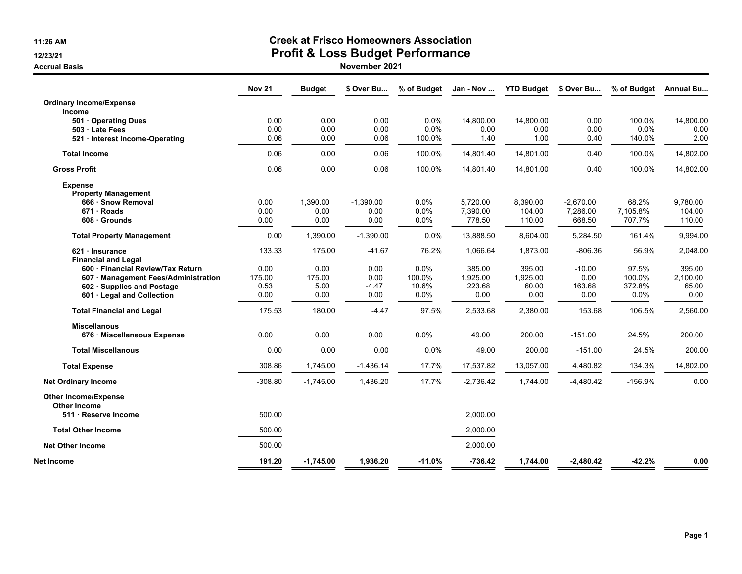11:26 AM
12/23/21
Accrual Basis

# Creek at Frisco Homeowners Association
## Profit & Loss Budget Performance
### November 2021

| | Nov 21 | Budget | $ Over Bu... | % of Budget | Jan - Nov ... | YTD Budget | $ Over Bu... | % of Budget | Annual Bu... |
|---|---|---|---|---|---|---|---|---|---|
| **Ordinary Income/Expense** | | | | | | | | | |
| **Income** | | | | | | | | | |
| **501 · Operating Dues** | 0.00 | 0.00 | 0.00 | 0.0% | 14,800.00 | 14,800.00 | 0.00 | 100.0% | 14,800.00 |
| **503 · Late Fees** | 0.00 | 0.00 | 0.00 | 0.0% | 0.00 | 0.00 | 0.00 | 0.0% | 0.00 |
| **521 · Interest Income-Operating** | 0.06 | 0.00 | 0.06 | 100.0% | 1.40 | 1.00 | 0.40 | 140.0% | 2.00 |
| **Total Income** | 0.06 | 0.00 | 0.06 | 100.0% | 14,801.40 | 14,801.00 | 0.40 | 100.0% | 14,802.00 |
| **Gross Profit** | 0.06 | 0.00 | 0.06 | 100.0% | 14,801.40 | 14,801.00 | 0.40 | 100.0% | 14,802.00 |
| **Expense** | | | | | | | | | |
| **Property Management** | | | | | | | | | |
| **666 · Snow Removal** | 0.00 | 1,390.00 | -1,390.00 | 0.0% | 5,720.00 | 8,390.00 | -2,670.00 | 68.2% | 9,780.00 |
| **671 · Roads** | 0.00 | 0.00 | 0.00 | 0.0% | 7,390.00 | 104.00 | 7,286.00 | 7,105.8% | 104.00 |
| **608 · Grounds** | 0.00 | 0.00 | 0.00 | 0.0% | 778.50 | 110.00 | 668.50 | 707.7% | 110.00 |
| **Total Property Management** | 0.00 | 1,390.00 | -1,390.00 | 0.0% | 13,888.50 | 8,604.00 | 5,284.50 | 161.4% | 9,994.00 |
| **621 · Insurance** | 133.33 | 175.00 | -41.67 | 76.2% | 1,066.64 | 1,873.00 | -806.36 | 56.9% | 2,048.00 |
| **Financial and Legal** | | | | | | | | | |
| **600 · Financial Review/Tax Return** | 0.00 | 0.00 | 0.00 | 0.0% | 385.00 | 395.00 | -10.00 | 97.5% | 395.00 |
| **607 · Management Fees/Administration** | 175.00 | 175.00 | 0.00 | 100.0% | 1,925.00 | 1,925.00 | 0.00 | 100.0% | 2,100.00 |
| **602 · Supplies and Postage** | 0.53 | 5.00 | -4.47 | 10.6% | 223.68 | 60.00 | 163.68 | 372.8% | 65.00 |
| **601 · Legal and Collection** | 0.00 | 0.00 | 0.00 | 0.0% | 0.00 | 0.00 | 0.00 | 0.0% | 0.00 |
| **Total Financial and Legal** | 175.53 | 180.00 | -4.47 | 97.5% | 2,533.68 | 2,380.00 | 153.68 | 106.5% | 2,560.00 |
| **Miscellanous** | | | | | | | | | |
| **676 · Miscellaneous Expense** | 0.00 | 0.00 | 0.00 | 0.0% | 49.00 | 200.00 | -151.00 | 24.5% | 200.00 |
| **Total Miscellanous** | 0.00 | 0.00 | 0.00 | 0.0% | 49.00 | 200.00 | -151.00 | 24.5% | 200.00 |
| **Total Expense** | 308.86 | 1,745.00 | -1,436.14 | 17.7% | 17,537.82 | 13,057.00 | 4,480.82 | 134.3% | 14,802.00 |
| **Net Ordinary Income** | -308.80 | -1,745.00 | 1,436.20 | 17.7% | -2,736.42 | 1,744.00 | -4,480.42 | -156.9% | 0.00 |
| **Other Income/Expense** | | | | | | | | | |
| **Other Income** | | | | | | | | | |
| **511 · Reserve Income** | 500.00 | | | | 2,000.00 | | | | |
| **Total Other Income** | 500.00 | | | | 2,000.00 | | | | |
| **Net Other Income** | 500.00 | | | | 2,000.00 | | | | |
| **Net Income** | **191.20** | **-1,745.00** | **1,936.20** | **-11.0%** | **-736.42** | **1,744.00** | **-2,480.42** | **-42.2%** | **0.00** |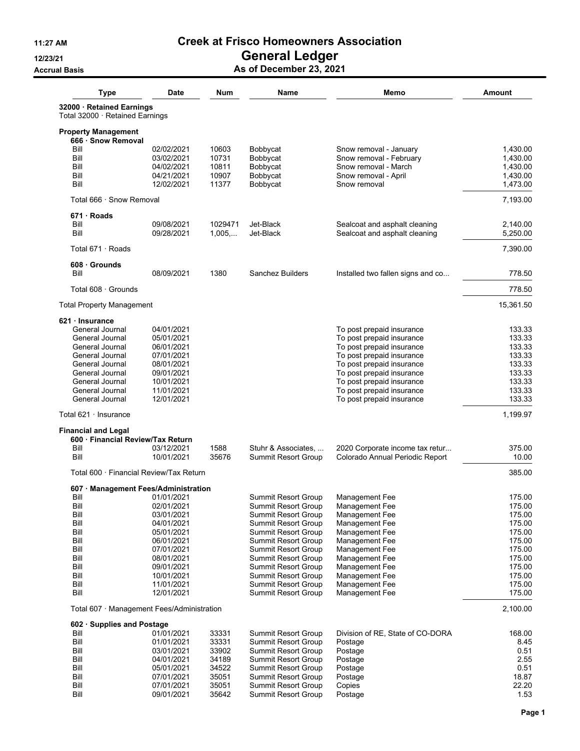# Creek at Frisco Homeowners Association

## General Ledger

### As of December 23, 2021

11:27 AM
12/23/21
Accrual Basis

| Type | Date | Num | Name | Memo | Amount |
|---|---|---|---|---|---|
| **32000 · Retained Earnings** | | | | | |
| Total 32000 · Retained Earnings | | | | | |
| **Property Management** | | | | | |
| **666 · Snow Removal** | | | | | |
| Bill | 02/02/2021 | 10603 | Bobbycat | Snow removal - January | 1,430.00 |
| Bill | 03/02/2021 | 10731 | Bobbycat | Snow removal - February | 1,430.00 |
| Bill | 04/02/2021 | 10811 | Bobbycat | Snow removal - March | 1,430.00 |
| Bill | 04/21/2021 | 10907 | Bobbycat | Snow removal - April | 1,430.00 |
| Bill | 12/02/2021 | 11377 | Bobbycat | Snow removal | 1,473.00 |
| Total 666 · Snow Removal | | | | | 7,193.00 |
| **671 · Roads** | | | | | |
| Bill | 09/08/2021 | 1029471 | Jet-Black | Sealcoat and asphalt cleaning | 2,140.00 |
| Bill | 09/28/2021 | 1,005,... | Jet-Black | Sealcoat and asphalt cleaning | 5,250.00 |
| Total 671 · Roads | | | | | 7,390.00 |
| **608 · Grounds** | | | | | |
| Bill | 08/09/2021 | 1380 | Sanchez Builders | Installed two fallen signs and co... | 778.50 |
| Total 608 · Grounds | | | | | 778.50 |
| Total Property Management | | | | | 15,361.50 |
| **621 · Insurance** | | | | | |
| General Journal | 04/01/2021 | | | To post prepaid insurance | 133.33 |
| General Journal | 05/01/2021 | | | To post prepaid insurance | 133.33 |
| General Journal | 06/01/2021 | | | To post prepaid insurance | 133.33 |
| General Journal | 07/01/2021 | | | To post prepaid insurance | 133.33 |
| General Journal | 08/01/2021 | | | To post prepaid insurance | 133.33 |
| General Journal | 09/01/2021 | | | To post prepaid insurance | 133.33 |
| General Journal | 10/01/2021 | | | To post prepaid insurance | 133.33 |
| General Journal | 11/01/2021 | | | To post prepaid insurance | 133.33 |
| General Journal | 12/01/2021 | | | To post prepaid insurance | 133.33 |
| Total 621 · Insurance | | | | | 1,199.97 |
| **Financial and Legal** | | | | | |
| **600 · Financial Review/Tax Return** | | | | | |
| Bill | 03/12/2021 | 1588 | Stuhr & Associates, ... | 2020 Corporate income tax retur... | 375.00 |
| Bill | 10/01/2021 | 35676 | Summit Resort Group | Colorado Annual Periodic Report | 10.00 |
| Total 600 · Financial Review/Tax Return | | | | | 385.00 |
| **607 · Management Fees/Administration** | | | | | |
| Bill | 01/01/2021 | | Summit Resort Group | Management Fee | 175.00 |
| Bill | 02/01/2021 | | Summit Resort Group | Management Fee | 175.00 |
| Bill | 03/01/2021 | | Summit Resort Group | Management Fee | 175.00 |
| Bill | 04/01/2021 | | Summit Resort Group | Management Fee | 175.00 |
| Bill | 05/01/2021 | | Summit Resort Group | Management Fee | 175.00 |
| Bill | 06/01/2021 | | Summit Resort Group | Management Fee | 175.00 |
| Bill | 07/01/2021 | | Summit Resort Group | Management Fee | 175.00 |
| Bill | 08/01/2021 | | Summit Resort Group | Management Fee | 175.00 |
| Bill | 09/01/2021 | | Summit Resort Group | Management Fee | 175.00 |
| Bill | 10/01/2021 | | Summit Resort Group | Management Fee | 175.00 |
| Bill | 11/01/2021 | | Summit Resort Group | Management Fee | 175.00 |
| Bill | 12/01/2021 | | Summit Resort Group | Management Fee | 175.00 |
| Total 607 · Management Fees/Administration | | | | | 2,100.00 |
| **602 · Supplies and Postage** | | | | | |
| Bill | 01/01/2021 | 33331 | Summit Resort Group | Division of RE, State of CO-DORA | 168.00 |
| Bill | 01/01/2021 | 33331 | Summit Resort Group | Postage | 8.45 |
| Bill | 03/01/2021 | 33902 | Summit Resort Group | Postage | 0.51 |
| Bill | 04/01/2021 | 34189 | Summit Resort Group | Postage | 2.55 |
| Bill | 05/01/2021 | 34522 | Summit Resort Group | Postage | 0.51 |
| Bill | 07/01/2021 | 35051 | Summit Resort Group | Postage | 18.87 |
| Bill | 07/01/2021 | 35051 | Summit Resort Group | Copies | 22.20 |
| Bill | 09/01/2021 | 35642 | Summit Resort Group | Postage | 1.53 |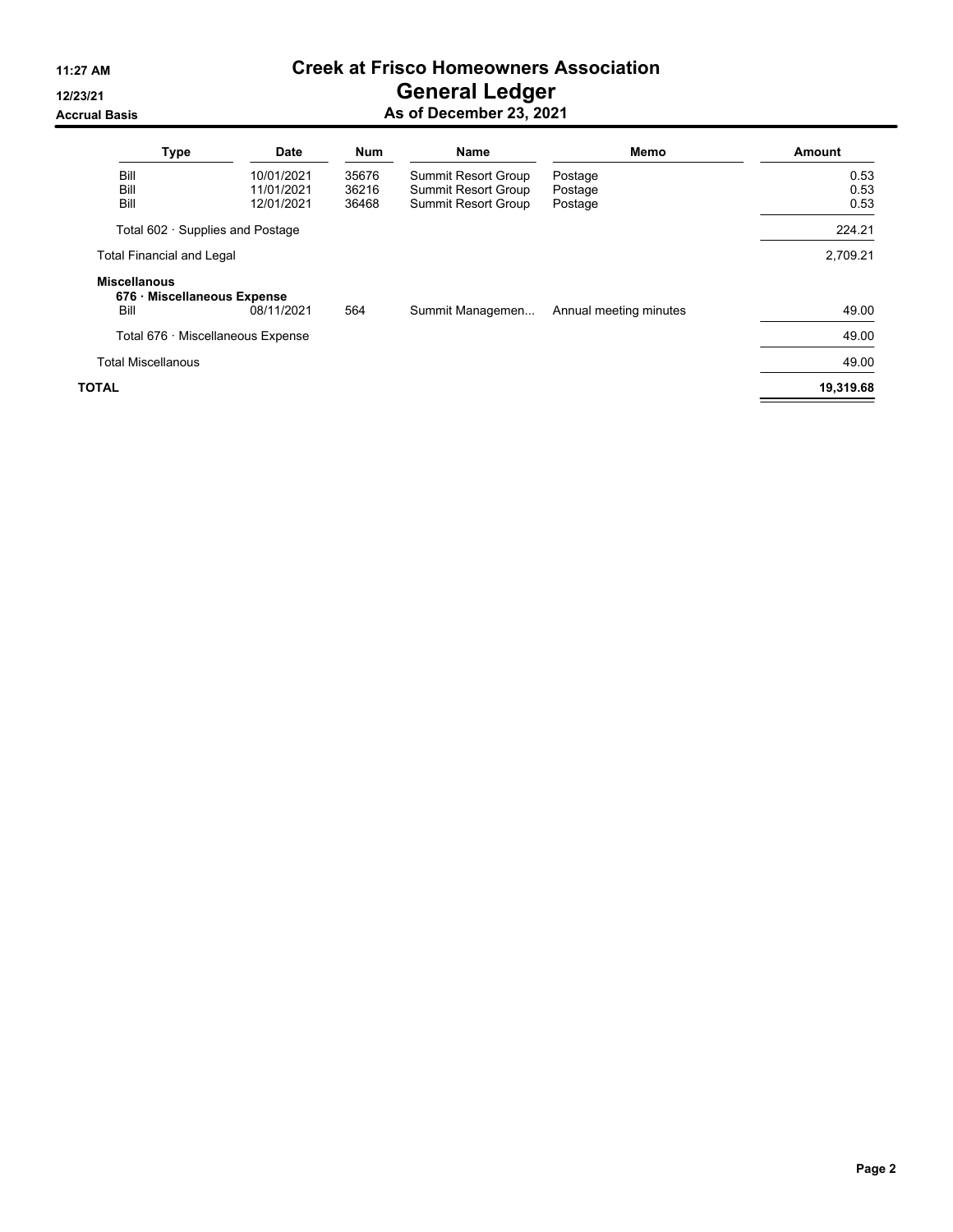# Creek at Frisco Homeowners Association

## General Ledger

### As of December 23, 2021

11:27 AM
12/23/21
Accrual Basis

| Type | Date | Num | Name | Memo | Amount |
|---|---|---|---|---|---|
| Bill | 10/01/2021 | 35676 | Summit Resort Group | Postage | 0.53 |
| Bill | 11/01/2021 | 36216 | Summit Resort Group | Postage | 0.53 |
| Bill | 12/01/2021 | 36468 | Summit Resort Group | Postage | 0.53 |
| Total 602 · Supplies and Postage | | | | | 224.21 |
| Total Financial and Legal | | | | | 2,709.21 |
| **Miscellanous** | | | | | |
| **676 · Miscellaneous Expense** | | | | | |
| Bill | 08/11/2021 | 564 | Summit Managemen... | Annual meeting minutes | 49.00 |
| Total 676 · Miscellaneous Expense | | | | | 49.00 |
| Total Miscellanous | | | | | 49.00 |
| **TOTAL** | | | | | **19,319.68** |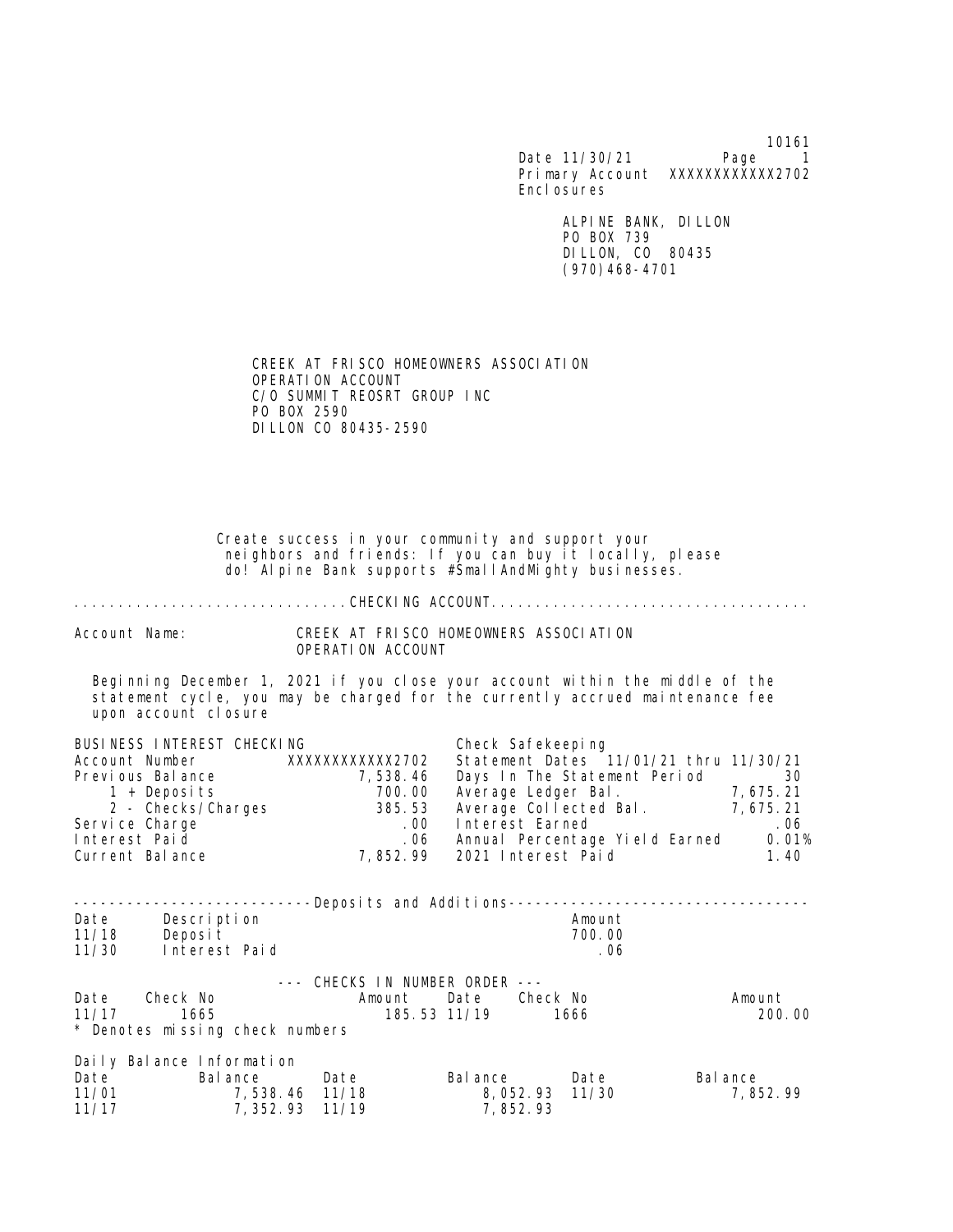10161
Date 11/30/21 Page 1
Primary Account XXXXXXXXXXXX2702
Enclosures

ALPINE BANK, DILLON
PO BOX 739
DILLON, CO 80435
(970)468-4701

CREEK AT FRISCO HOMEOWNERS ASSOCIATION
OPERATION ACCOUNT
C/O SUMMIT REOSRT GROUP INC
PO BOX 2590
DILLON CO 80435-2590

Create success in your community and support your neighbors and friends: If you can buy it locally, please do! Alpine Bank supports #SmallAndMighty businesses.

## CHECKING ACCOUNT

Account Name: CREEK AT FRISCO HOMEOWNERS ASSOCIATION
OPERATION ACCOUNT

Beginning December 1, 2021 if you close your account within the middle of the statement cycle, you may be charged for the currently accrued maintenance fee upon account closure

| BUSINESS INTEREST CHECKING | | Check Safekeeping | |
|---|---|---|---|
| Account Number | XXXXXXXXXXXX2702 | Statement Dates | 11/01/21 thru 11/30/21 |
| Previous Balance | 7,538.46 | Days In The Statement Period | 30 |
| 1 + Deposits | 700.00 | Average Ledger Bal. | 7,675.21 |
| 2 - Checks/Charges | 385.53 | Average Collected Bal. | 7,675.21 |
| Service Charge | .00 | Interest Earned | .06 |
| Interest Paid | .06 | Annual Percentage Yield Earned | 0.01% |
| Current Balance | 7,852.99 | 2021 Interest Paid | 1.40 |

### Deposits and Additions

| Date | Description | Amount |
|---|---|---|
| 11/18 | Deposit | 700.00 |
| 11/30 | Interest Paid | .06 |

### --- CHECKS IN NUMBER ORDER ---

| Date | Check No | Amount | Date | Check No | Amount |
|---|---|---|---|---|---|
| 11/17 | 1665 | 185.53 | 11/19 | 1666 | 200.00 |

* Denotes missing check numbers

### Daily Balance Information

| Date | Balance | Date | Balance | Date | Balance |
|---|---|---|---|---|---|
| 11/01 | 7,538.46 | 11/18 | 8,052.93 | 11/30 | 7,852.99 |
| 11/17 | 7,352.93 | 11/19 | 7,852.93 | | |